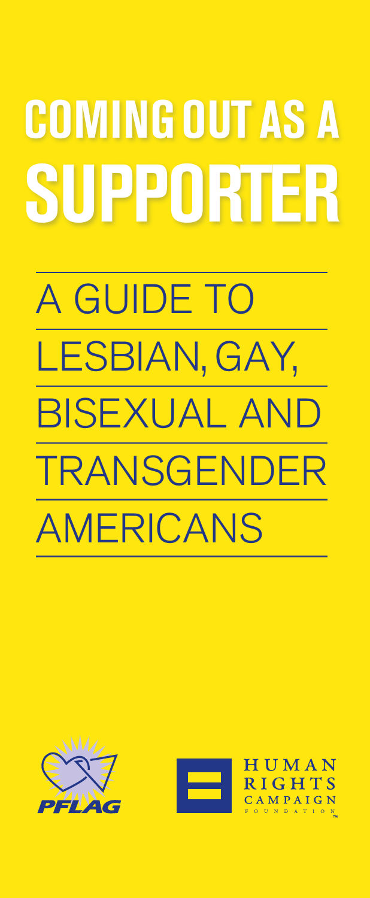# COMING OUT AS A SUPPORTER

## A GUIDE TO LESBIAN, GAY, BISEXUAL AND TRANSGENDER AMERICANS

PFLAG

HUMAN RIGHTS CAMPAIGN FOUNDATION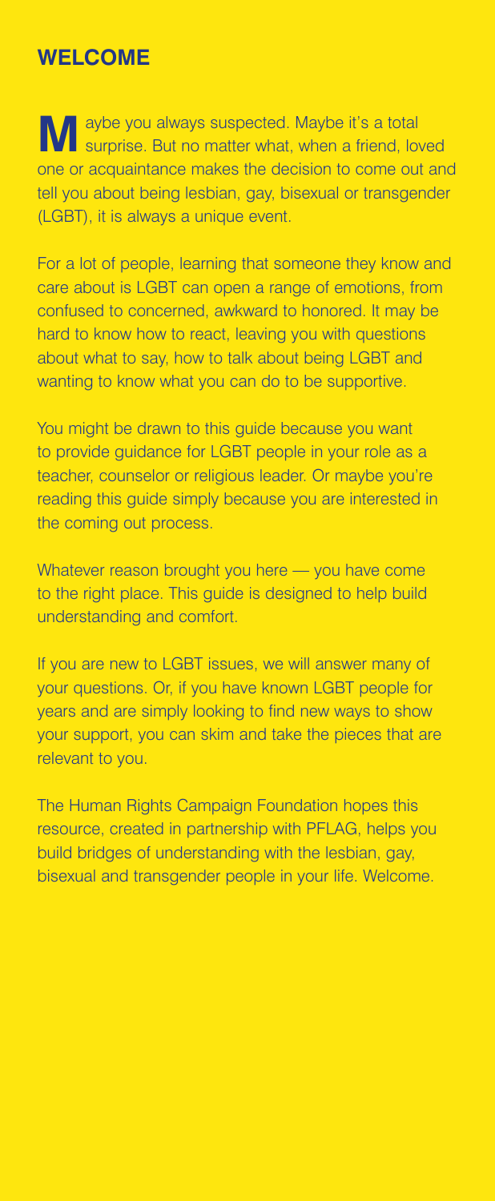## WELCOME

Maybe you always suspected. Maybe it's a total surprise. But no matter what, when a friend, loved one or acquaintance makes the decision to come out and tell you about being lesbian, gay, bisexual or transgender (LGBT), it is always a unique event.

For a lot of people, learning that someone they know and care about is LGBT can open a range of emotions, from confused to concerned, awkward to honored. It may be hard to know how to react, leaving you with questions about what to say, how to talk about being LGBT and wanting to know what you can do to be supportive.

You might be drawn to this guide because you want to provide guidance for LGBT people in your role as a teacher, counselor or religious leader. Or maybe you're reading this guide simply because you are interested in the coming out process.

Whatever reason brought you here — you have come to the right place. This guide is designed to help build understanding and comfort.

If you are new to LGBT issues, we will answer many of your questions. Or, if you have known LGBT people for years and are simply looking to find new ways to show your support, you can skim and take the pieces that are relevant to you.

The Human Rights Campaign Foundation hopes this resource, created in partnership with PFLAG, helps you build bridges of understanding with the lesbian, gay, bisexual and transgender people in your life. Welcome.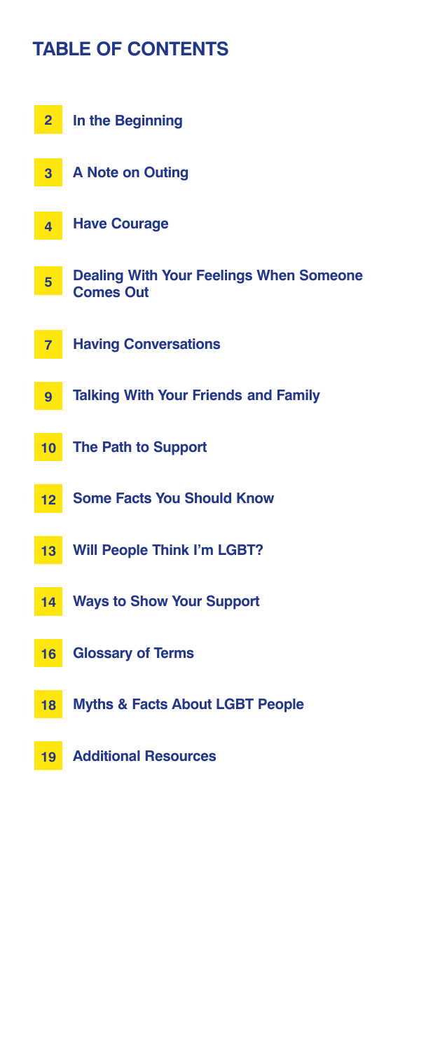## TABLE OF CONTENTS

| | |
|---|---|
| 2 | In the Beginning |
| 3 | A Note on Outing |
| 4 | Have Courage |
| 5 | Dealing With Your Feelings When Someone Comes Out |
| 7 | Having Conversations |
| 9 | Talking With Your Friends and Family |
| 10 | The Path to Support |
| 12 | Some Facts You Should Know |
| 13 | Will People Think I'm LGBT? |
| 14 | Ways to Show Your Support |
| 16 | Glossary of Terms |
| 18 | Myths & Facts About LGBT People |
| 19 | Additional Resources |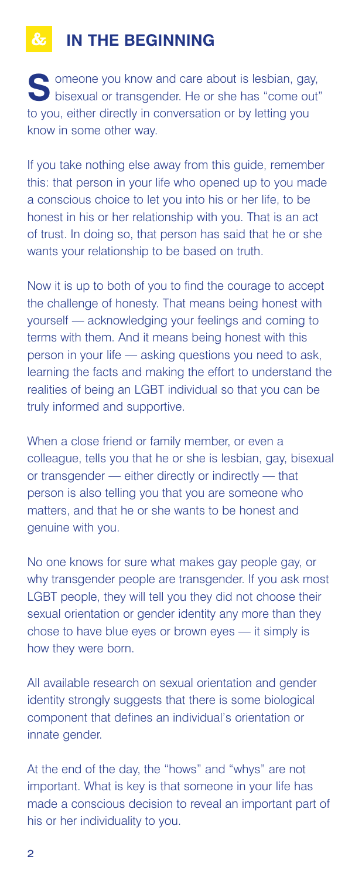# & IN THE BEGINNING

Someone you know and care about is lesbian, gay, bisexual or transgender. He or she has "come out" to you, either directly in conversation or by letting you know in some other way.

If you take nothing else away from this guide, remember this: that person in your life who opened up to you made a conscious choice to let you into his or her life, to be honest in his or her relationship with you. That is an act of trust. In doing so, that person has said that he or she wants your relationship to be based on truth.

Now it is up to both of you to find the courage to accept the challenge of honesty. That means being honest with yourself — acknowledging your feelings and coming to terms with them. And it means being honest with this person in your life — asking questions you need to ask, learning the facts and making the effort to understand the realities of being an LGBT individual so that you can be truly informed and supportive.

When a close friend or family member, or even a colleague, tells you that he or she is lesbian, gay, bisexual or transgender — either directly or indirectly — that person is also telling you that you are someone who matters, and that he or she wants to be honest and genuine with you.

No one knows for sure what makes gay people gay, or why transgender people are transgender. If you ask most LGBT people, they will tell you they did not choose their sexual orientation or gender identity any more than they chose to have blue eyes or brown eyes — it simply is how they were born.

All available research on sexual orientation and gender identity strongly suggests that there is some biological component that defines an individual's orientation or innate gender.

At the end of the day, the "hows" and "whys" are not important. What is key is that someone in your life has made a conscious decision to reveal an important part of his or her individuality to you.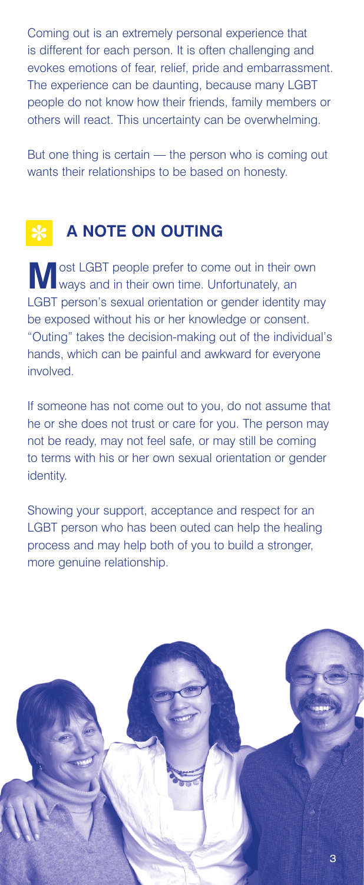Coming out is an extremely personal experience that is different for each person. It is often challenging and evokes emotions of fear, relief, pride and embarrassment. The experience can be daunting, because many LGBT people do not know how their friends, family members or others will react. This uncertainty can be overwhelming.

But one thing is certain — the person who is coming out wants their relationships to be based on honesty.

## A NOTE ON OUTING

Most LGBT people prefer to come out in their own ways and in their own time. Unfortunately, an LGBT person's sexual orientation or gender identity may be exposed without his or her knowledge or consent. "Outing" takes the decision-making out of the individual's hands, which can be painful and awkward for everyone involved.

If someone has not come out to you, do not assume that he or she does not trust or care for you. The person may not be ready, may not feel safe, or may still be coming to terms with his or her own sexual orientation or gender identity.

Showing your support, acceptance and respect for an LGBT person who has been outed can help the healing process and may help both of you to build a stronger, more genuine relationship.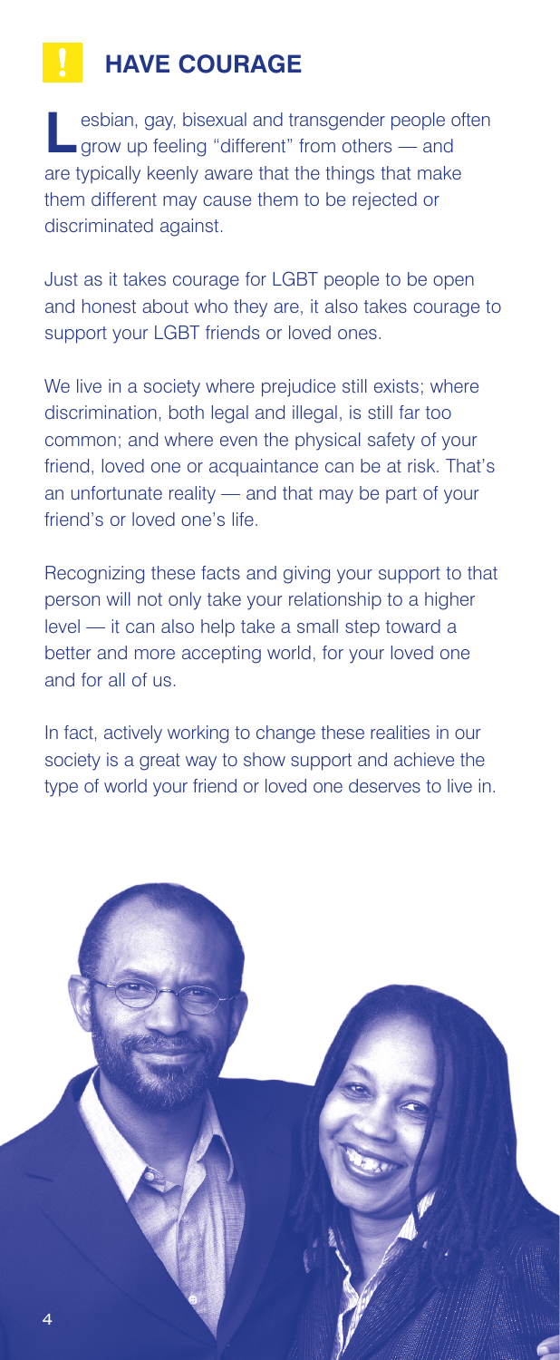## HAVE COURAGE

Lesbian, gay, bisexual and transgender people often grow up feeling "different" from others — and are typically keenly aware that the things that make them different may cause them to be rejected or discriminated against.

Just as it takes courage for LGBT people to be open and honest about who they are, it also takes courage to support your LGBT friends or loved ones.

We live in a society where prejudice still exists; where discrimination, both legal and illegal, is still far too common; and where even the physical safety of your friend, loved one or acquaintance can be at risk. That's an unfortunate reality — and that may be part of your friend's or loved one's life.

Recognizing these facts and giving your support to that person will not only take your relationship to a higher level — it can also help take a small step toward a better and more accepting world, for your loved one and for all of us.

In fact, actively working to change these realities in our society is a great way to show support and achieve the type of world your friend or loved one deserves to live in.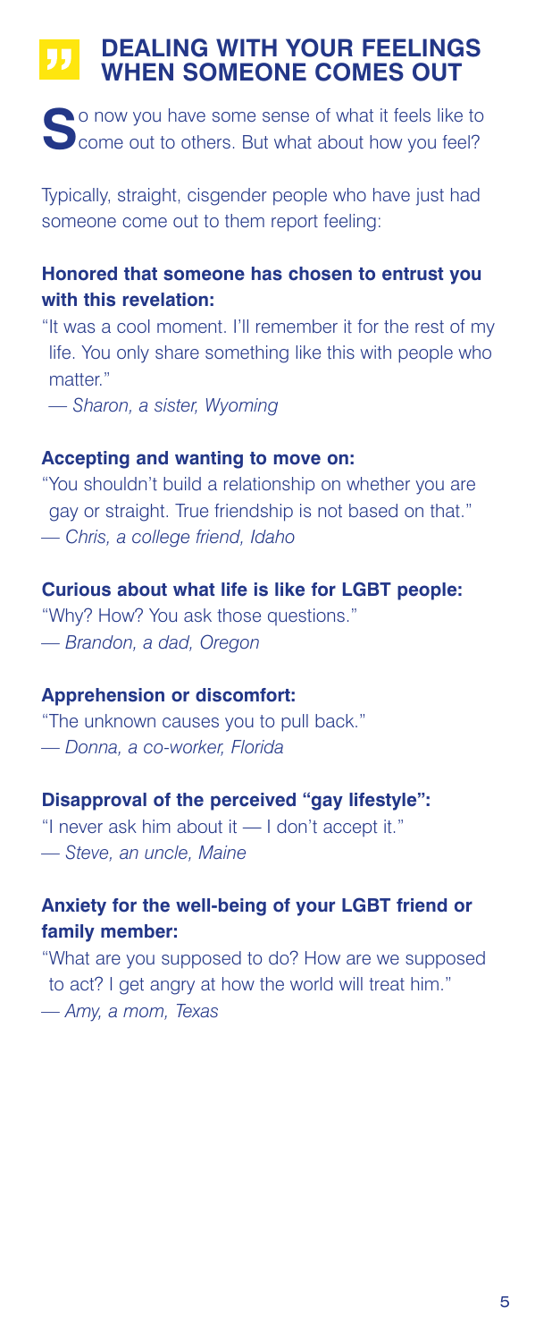## DEALING WITH YOUR FEELINGS WHEN SOMEONE COMES OUT

So now you have some sense of what it feels like to come out to others. But what about how you feel?

Typically, straight, cisgender people who have just had someone come out to them report feeling:

**Honored that someone has chosen to entrust you with this revelation:**

"It was a cool moment. I'll remember it for the rest of my life. You only share something like this with people who matter."
— *Sharon, a sister, Wyoming*

**Accepting and wanting to move on:**

"You shouldn't build a relationship on whether you are gay or straight. True friendship is not based on that."
— *Chris, a college friend, Idaho*

**Curious about what life is like for LGBT people:**

"Why? How? You ask those questions."
— *Brandon, a dad, Oregon*

**Apprehension or discomfort:**

"The unknown causes you to pull back."
— *Donna, a co-worker, Florida*

**Disapproval of the perceived "gay lifestyle":**

"I never ask him about it — I don't accept it."
— *Steve, an uncle, Maine*

**Anxiety for the well-being of your LGBT friend or family member:**

"What are you supposed to do? How are we supposed to act? I get angry at how the world will treat him."
— *Amy, a mom, Texas*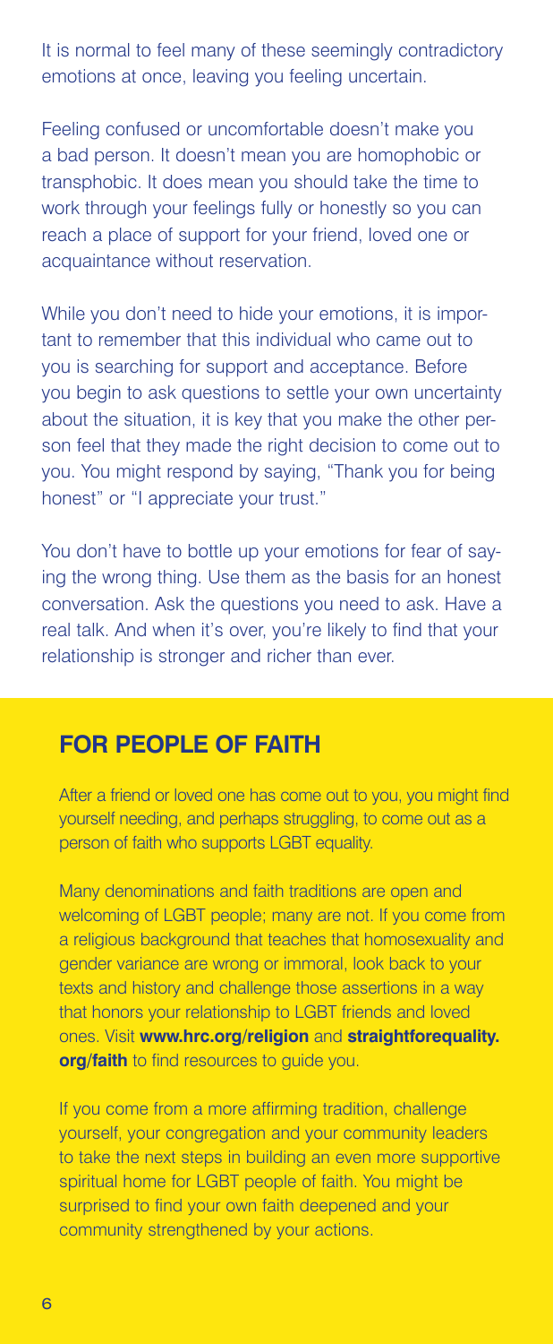It is normal to feel many of these seemingly contradictory emotions at once, leaving you feeling uncertain.

Feeling confused or uncomfortable doesn't make you a bad person. It doesn't mean you are homophobic or transphobic. It does mean you should take the time to work through your feelings fully or honestly so you can reach a place of support for your friend, loved one or acquaintance without reservation.

While you don't need to hide your emotions, it is important to remember that this individual who came out to you is searching for support and acceptance. Before you begin to ask questions to settle your own uncertainty about the situation, it is key that you make the other person feel that they made the right decision to come out to you. You might respond by saying, "Thank you for being honest" or "I appreciate your trust."

You don't have to bottle up your emotions for fear of saying the wrong thing. Use them as the basis for an honest conversation. Ask the questions you need to ask. Have a real talk. And when it's over, you're likely to find that your relationship is stronger and richer than ever.

## FOR PEOPLE OF FAITH

After a friend or loved one has come out to you, you might find yourself needing, and perhaps struggling, to come out as a person of faith who supports LGBT equality.

Many denominations and faith traditions are open and welcoming of LGBT people; many are not. If you come from a religious background that teaches that homosexuality and gender variance are wrong or immoral, look back to your texts and history and challenge those assertions in a way that honors your relationship to LGBT friends and loved ones. Visit **www.hrc.org/religion** and **straightforequality.org/faith** to find resources to guide you.

If you come from a more affirming tradition, challenge yourself, your congregation and your community leaders to take the next steps in building an even more supportive spiritual home for LGBT people of faith. You might be surprised to find your own faith deepened and your community strengthened by your actions.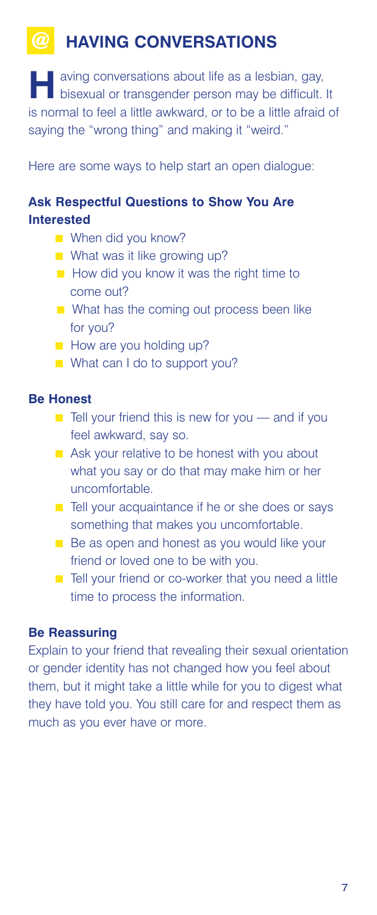# HAVING CONVERSATIONS

Having conversations about life as a lesbian, gay, bisexual or transgender person may be difficult. It is normal to feel a little awkward, or to be a little afraid of saying the "wrong thing" and making it "weird."

Here are some ways to help start an open dialogue:

### Ask Respectful Questions to Show You Are Interested

- When did you know?
- What was it like growing up?
- How did you know it was the right time to come out?
- What has the coming out process been like for you?
- How are you holding up?
- What can I do to support you?

### Be Honest

- Tell your friend this is new for you — and if you feel awkward, say so.
- Ask your relative to be honest with you about what you say or do that may make him or her uncomfortable.
- Tell your acquaintance if he or she does or says something that makes you uncomfortable.
- Be as open and honest as you would like your friend or loved one to be with you.
- Tell your friend or co-worker that you need a little time to process the information.

### Be Reassuring

Explain to your friend that revealing their sexual orientation or gender identity has not changed how you feel about them, but it might take a little while for you to digest what they have told you. You still care for and respect them as much as you ever have or more.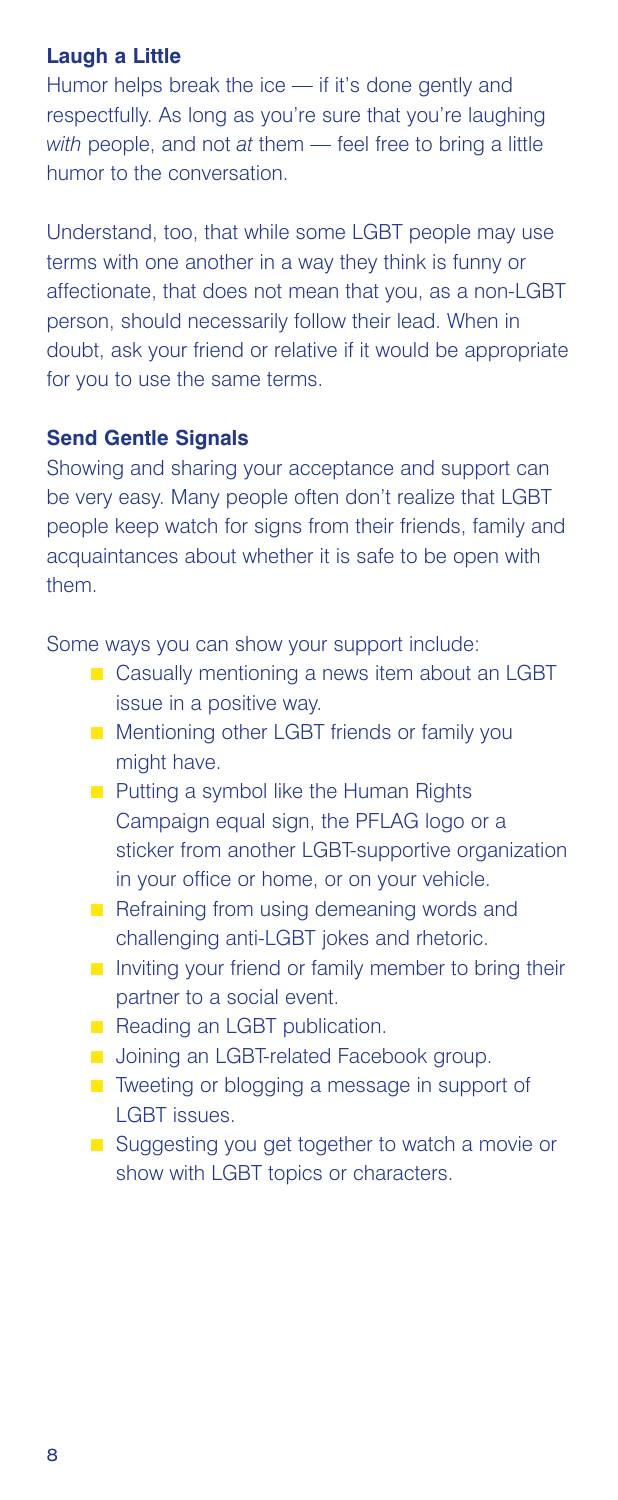### Laugh a Little

Humor helps break the ice — if it's done gently and respectfully. As long as you're sure that you're laughing *with* people, and not *at* them — feel free to bring a little humor to the conversation.

Understand, too, that while some LGBT people may use terms with one another in a way they think is funny or affectionate, that does not mean that you, as a non-LGBT person, should necessarily follow their lead. When in doubt, ask your friend or relative if it would be appropriate for you to use the same terms.

### Send Gentle Signals

Showing and sharing your acceptance and support can be very easy. Many people often don't realize that LGBT people keep watch for signs from their friends, family and acquaintances about whether it is safe to be open with them.

Some ways you can show your support include:

- Casually mentioning a news item about an LGBT issue in a positive way.
- Mentioning other LGBT friends or family you might have.
- Putting a symbol like the Human Rights Campaign equal sign, the PFLAG logo or a sticker from another LGBT-supportive organization in your office or home, or on your vehicle.
- Refraining from using demeaning words and challenging anti-LGBT jokes and rhetoric.
- Inviting your friend or family member to bring their partner to a social event.
- Reading an LGBT publication.
- Joining an LGBT-related Facebook group.
- Tweeting or blogging a message in support of LGBT issues.
- Suggesting you get together to watch a movie or show with LGBT topics or characters.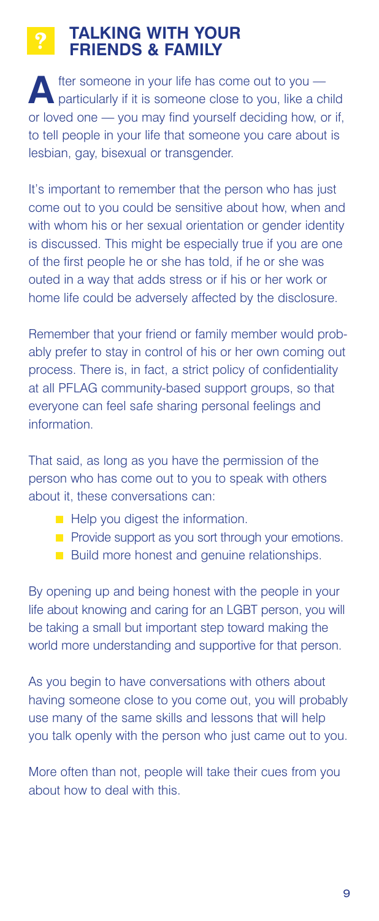## TALKING WITH YOUR FRIENDS & FAMILY

After someone in your life has come out to you — particularly if it is someone close to you, like a child or loved one — you may find yourself deciding how, or if, to tell people in your life that someone you care about is lesbian, gay, bisexual or transgender.

It's important to remember that the person who has just come out to you could be sensitive about how, when and with whom his or her sexual orientation or gender identity is discussed. This might be especially true if you are one of the first people he or she has told, if he or she was outed in a way that adds stress or if his or her work or home life could be adversely affected by the disclosure.

Remember that your friend or family member would probably prefer to stay in control of his or her own coming out process. There is, in fact, a strict policy of confidentiality at all PFLAG community-based support groups, so that everyone can feel safe sharing personal feelings and information.

That said, as long as you have the permission of the person who has come out to you to speak with others about it, these conversations can:

- Help you digest the information.
- Provide support as you sort through your emotions.
- Build more honest and genuine relationships.

By opening up and being honest with the people in your life about knowing and caring for an LGBT person, you will be taking a small but important step toward making the world more understanding and supportive for that person.

As you begin to have conversations with others about having someone close to you come out, you will probably use many of the same skills and lessons that will help you talk openly with the person who just came out to you.

More often than not, people will take their cues from you about how to deal with this.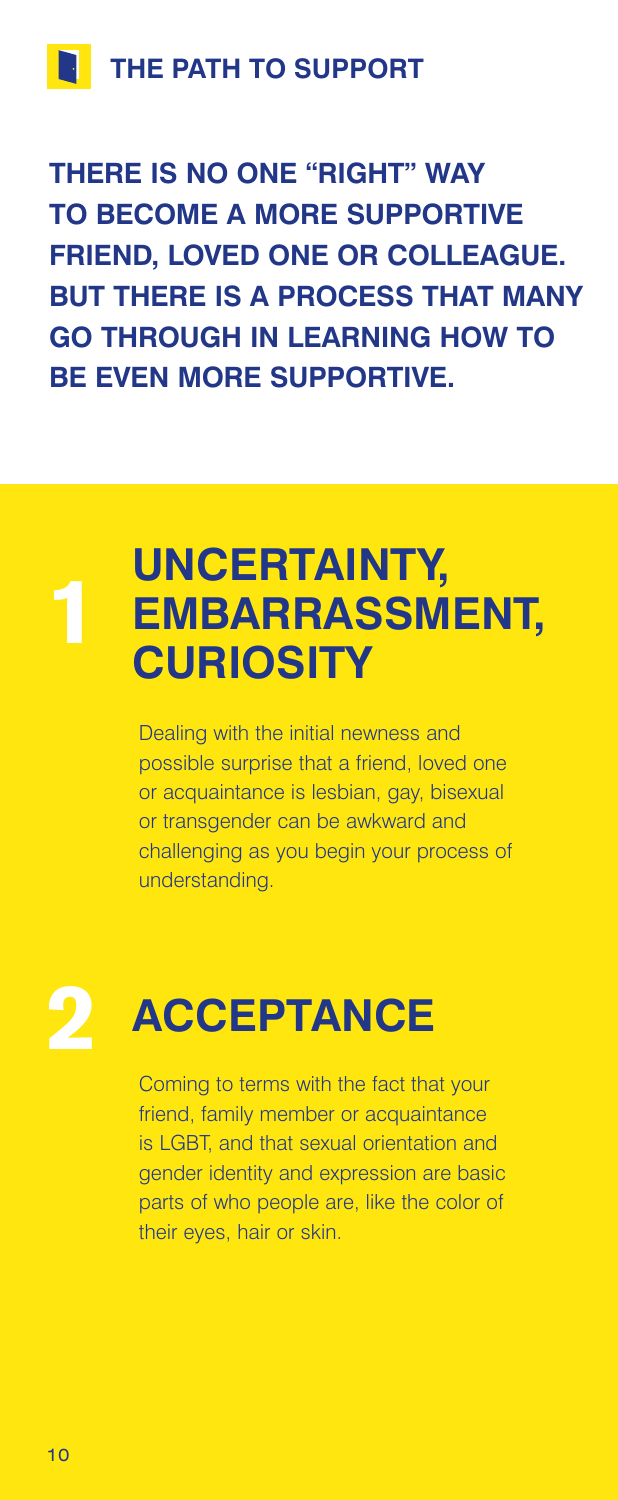## THE PATH TO SUPPORT

**THERE IS NO ONE "RIGHT" WAY TO BECOME A MORE SUPPORTIVE FRIEND, LOVED ONE OR COLLEAGUE. BUT THERE IS A PROCESS THAT MANY GO THROUGH IN LEARNING HOW TO BE EVEN MORE SUPPORTIVE.**

## 1 UNCERTAINTY, EMBARRASSMENT, CURIOSITY

Dealing with the initial newness and possible surprise that a friend, loved one or acquaintance is lesbian, gay, bisexual or transgender can be awkward and challenging as you begin your process of understanding.

## 2 ACCEPTANCE

Coming to terms with the fact that your friend, family member or acquaintance is LGBT, and that sexual orientation and gender identity and expression are basic parts of who people are, like the color of their eyes, hair or skin.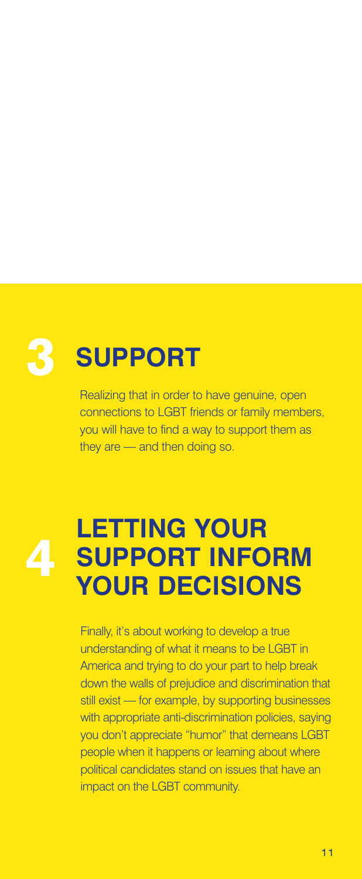## 3 SUPPORT

Realizing that in order to have genuine, open connections to LGBT friends or family members, you will have to find a way to support them as they are — and then doing so.

## 4 LETTING YOUR SUPPORT INFORM YOUR DECISIONS

Finally, it's about working to develop a true understanding of what it means to be LGBT in America and trying to do your part to help break down the walls of prejudice and discrimination that still exist — for example, by supporting businesses with appropriate anti-discrimination policies, saying you don't appreciate "humor" that demeans LGBT people when it happens or learning about where political candidates stand on issues that have an impact on the LGBT community.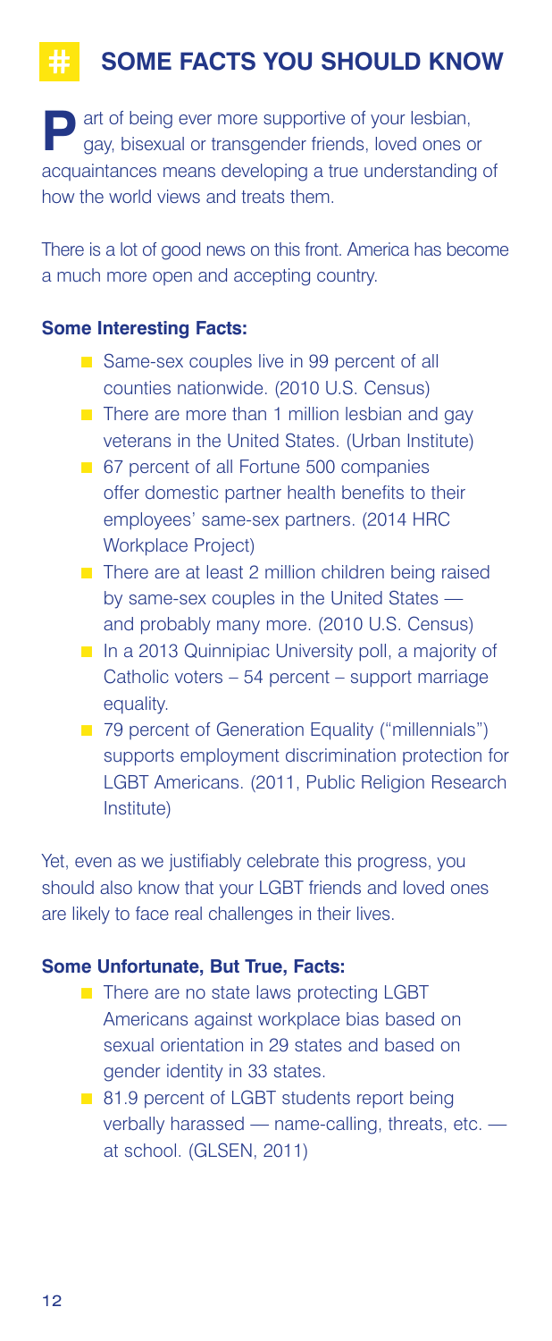# SOME FACTS YOU SHOULD KNOW

**P**art of being ever more supportive of your lesbian, gay, bisexual or transgender friends, loved ones or acquaintances means developing a true understanding of how the world views and treats them.

There is a lot of good news on this front. America has become a much more open and accepting country.

**Some Interesting Facts:**

- Same-sex couples live in 99 percent of all counties nationwide. (2010 U.S. Census)
- There are more than 1 million lesbian and gay veterans in the United States. (Urban Institute)
- 67 percent of all Fortune 500 companies offer domestic partner health benefits to their employees' same-sex partners. (2014 HRC Workplace Project)
- There are at least 2 million children being raised by same-sex couples in the United States — and probably many more. (2010 U.S. Census)
- In a 2013 Quinnipiac University poll, a majority of Catholic voters – 54 percent – support marriage equality.
- 79 percent of Generation Equality ("millennials") supports employment discrimination protection for LGBT Americans. (2011, Public Religion Research Institute)

Yet, even as we justifiably celebrate this progress, you should also know that your LGBT friends and loved ones are likely to face real challenges in their lives.

**Some Unfortunate, But True, Facts:**

- There are no state laws protecting LGBT Americans against workplace bias based on sexual orientation in 29 states and based on gender identity in 33 states.
- 81.9 percent of LGBT students report being verbally harassed — name-calling, threats, etc. — at school. (GLSEN, 2011)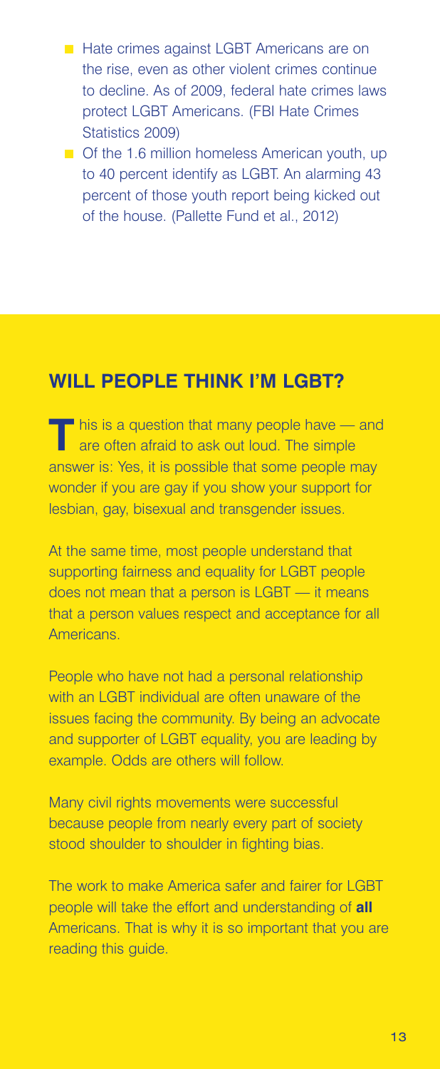- Hate crimes against LGBT Americans are on the rise, even as other violent crimes continue to decline. As of 2009, federal hate crimes laws protect LGBT Americans. (FBI Hate Crimes Statistics 2009)
- Of the 1.6 million homeless American youth, up to 40 percent identify as LGBT. An alarming 43 percent of those youth report being kicked out of the house. (Pallette Fund et al., 2012)

## WILL PEOPLE THINK I'M LGBT?

This is a question that many people have — and are often afraid to ask out loud. The simple answer is: Yes, it is possible that some people may wonder if you are gay if you show your support for lesbian, gay, bisexual and transgender issues.

At the same time, most people understand that supporting fairness and equality for LGBT people does not mean that a person is LGBT — it means that a person values respect and acceptance for all Americans.

People who have not had a personal relationship with an LGBT individual are often unaware of the issues facing the community. By being an advocate and supporter of LGBT equality, you are leading by example. Odds are others will follow.

Many civil rights movements were successful because people from nearly every part of society stood shoulder to shoulder in fighting bias.

The work to make America safer and fairer for LGBT people will take the effort and understanding of **all** Americans. That is why it is so important that you are reading this guide.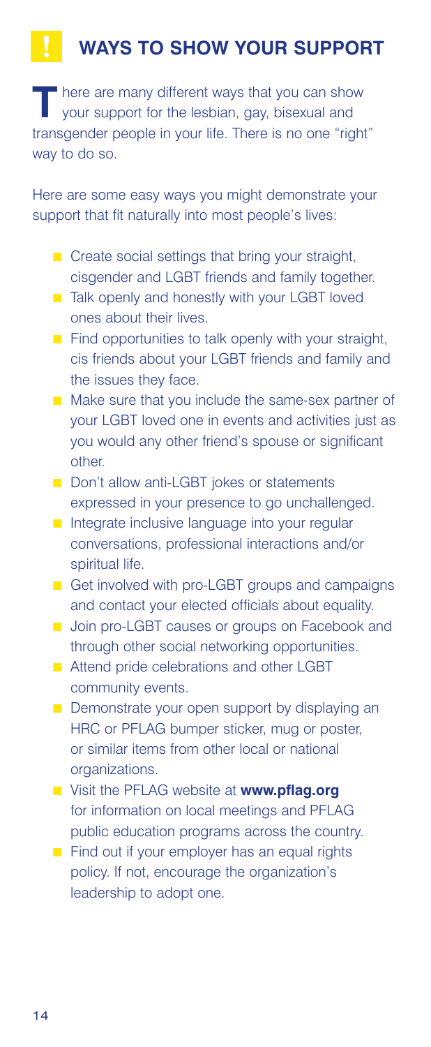## WAYS TO SHOW YOUR SUPPORT

There are many different ways that you can show your support for the lesbian, gay, bisexual and transgender people in your life. There is no one "right" way to do so.

Here are some easy ways you might demonstrate your support that fit naturally into most people's lives:

- Create social settings that bring your straight, cisgender and LGBT friends and family together.
- Talk openly and honestly with your LGBT loved ones about their lives.
- Find opportunities to talk openly with your straight, cis friends about your LGBT friends and family and the issues they face.
- Make sure that you include the same-sex partner of your LGBT loved one in events and activities just as you would any other friend's spouse or significant other.
- Don't allow anti-LGBT jokes or statements expressed in your presence to go unchallenged.
- Integrate inclusive language into your regular conversations, professional interactions and/or spiritual life.
- Get involved with pro-LGBT groups and campaigns and contact your elected officials about equality.
- Join pro-LGBT causes or groups on Facebook and through other social networking opportunities.
- Attend pride celebrations and other LGBT community events.
- Demonstrate your open support by displaying an HRC or PFLAG bumper sticker, mug or poster, or similar items from other local or national organizations.
- Visit the PFLAG website at **www.pflag.org** for information on local meetings and PFLAG public education programs across the country.
- Find out if your employer has an equal rights policy. If not, encourage the organization's leadership to adopt one.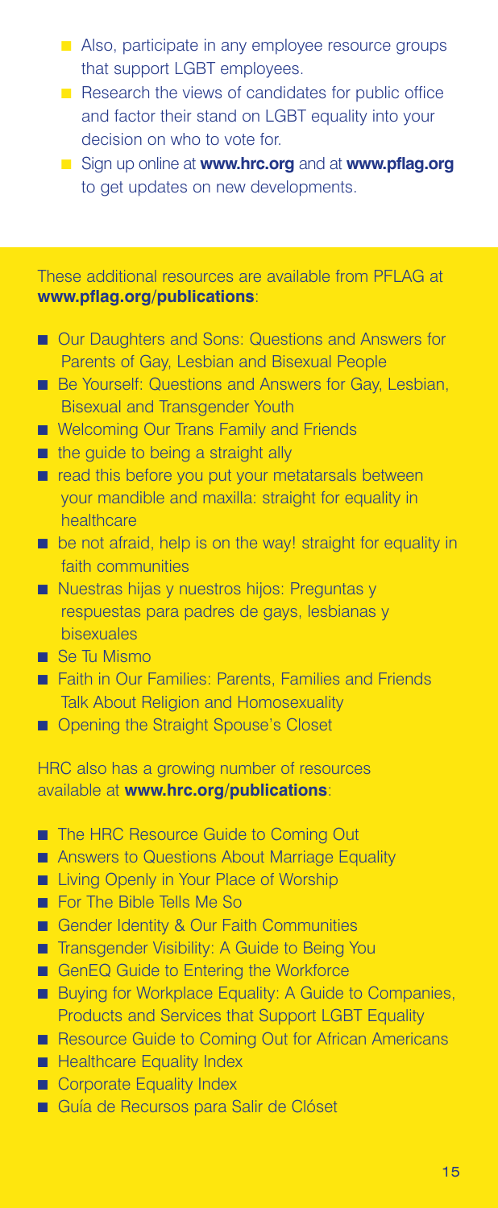- Also, participate in any employee resource groups that support LGBT employees.
- Research the views of candidates for public office and factor their stand on LGBT equality into your decision on who to vote for.
- Sign up online at **www.hrc.org** and at **www.pflag.org** to get updates on new developments.

These additional resources are available from PFLAG at **www.pflag.org/publications**:

- Our Daughters and Sons: Questions and Answers for Parents of Gay, Lesbian and Bisexual People
- Be Yourself: Questions and Answers for Gay, Lesbian, Bisexual and Transgender Youth
- Welcoming Our Trans Family and Friends
- the guide to being a straight ally
- read this before you put your metatarsals between your mandible and maxilla: straight for equality in healthcare
- be not afraid, help is on the way! straight for equality in faith communities
- Nuestras hijas y nuestros hijos: Preguntas y respuestas para padres de gays, lesbianas y bisexuales
- Se Tu Mismo
- Faith in Our Families: Parents, Families and Friends Talk About Religion and Homosexuality
- Opening the Straight Spouse's Closet

HRC also has a growing number of resources available at **www.hrc.org/publications**:

- The HRC Resource Guide to Coming Out
- Answers to Questions About Marriage Equality
- Living Openly in Your Place of Worship
- For The Bible Tells Me So
- Gender Identity & Our Faith Communities
- Transgender Visibility: A Guide to Being You
- GenEQ Guide to Entering the Workforce
- Buying for Workplace Equality: A Guide to Companies, Products and Services that Support LGBT Equality
- Resource Guide to Coming Out for African Americans
- Healthcare Equality Index
- Corporate Equality Index
- Guía de Recursos para Salir de Clóset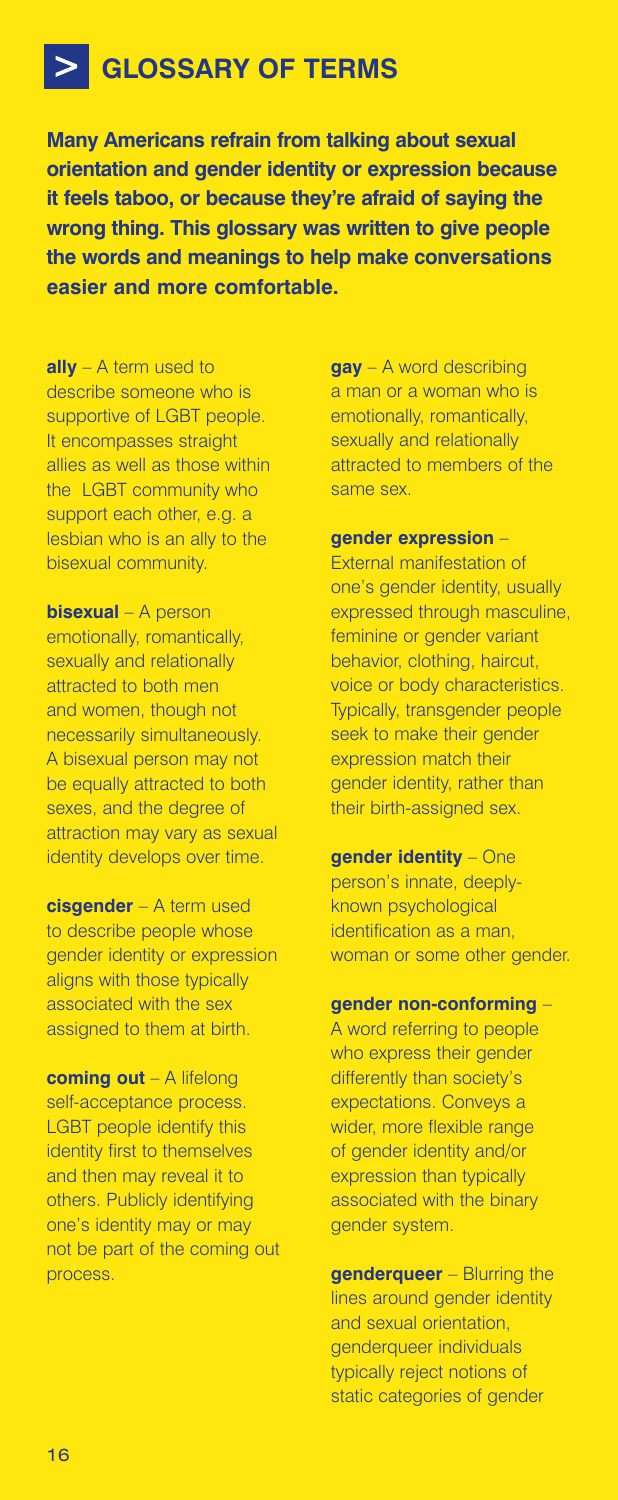# > GLOSSARY OF TERMS

**Many Americans refrain from talking about sexual orientation and gender identity or expression because it feels taboo, or because they're afraid of saying the wrong thing. This glossary was written to give people the words and meanings to help make conversations easier and more comfortable.**

**ally** – A term used to describe someone who is supportive of LGBT people. It encompasses straight allies as well as those within the LGBT community who support each other, e.g. a lesbian who is an ally to the bisexual community.

**bisexual** – A person emotionally, romantically, sexually and relationally attracted to both men and women, though not necessarily simultaneously. A bisexual person may not be equally attracted to both sexes, and the degree of attraction may vary as sexual identity develops over time.

**cisgender** – A term used to describe people whose gender identity or expression aligns with those typically associated with the sex assigned to them at birth.

**coming out** – A lifelong self-acceptance process. LGBT people identify this identity first to themselves and then may reveal it to others. Publicly identifying one's identity may or may not be part of the coming out process.

**gay** – A word describing a man or a woman who is emotionally, romantically, sexually and relationally attracted to members of the same sex.

**gender expression** – External manifestation of one's gender identity, usually expressed through masculine, feminine or gender variant behavior, clothing, haircut, voice or body characteristics. Typically, transgender people seek to make their gender expression match their gender identity, rather than their birth-assigned sex.

**gender identity** – One person's innate, deeply-known psychological identification as a man, woman or some other gender.

**gender non-conforming** – A word referring to people who express their gender differently than society's expectations. Conveys a wider, more flexible range of gender identity and/or expression than typically associated with the binary gender system.

**genderqueer** – Blurring the lines around gender identity and sexual orientation, genderqueer individuals typically reject notions of static categories of gender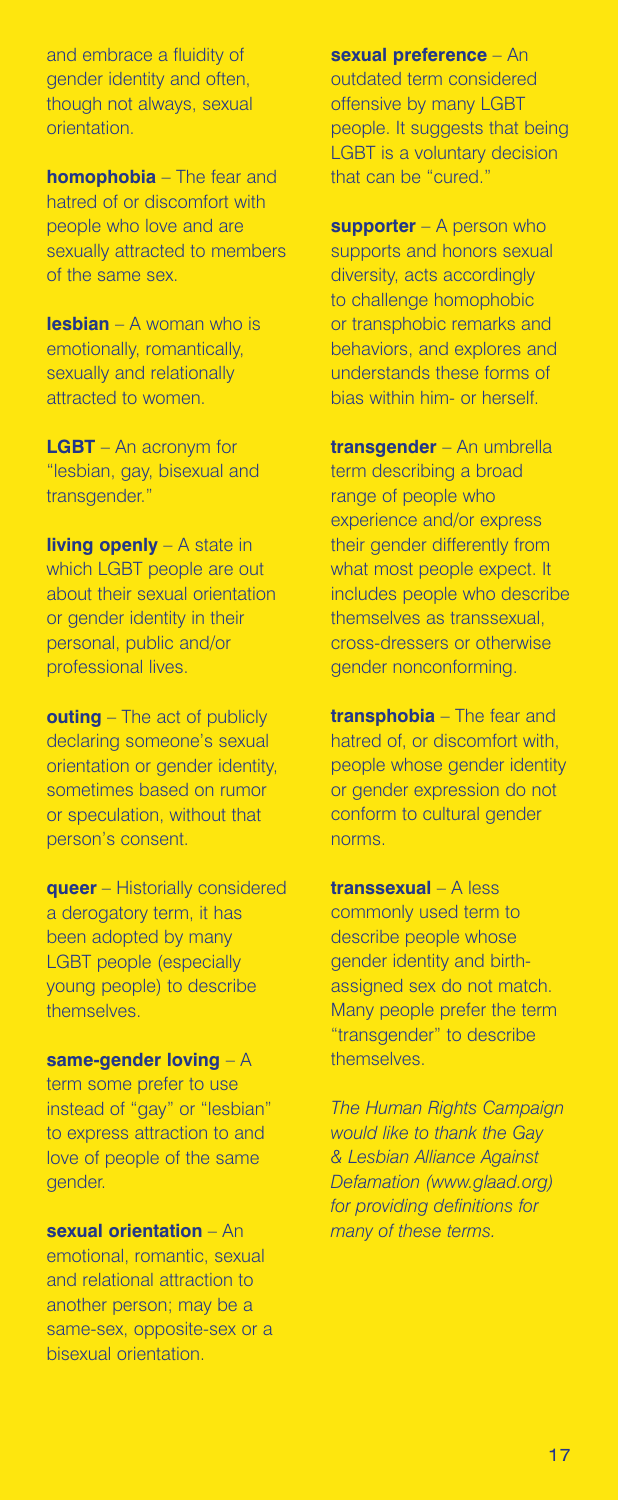and embrace a fluidity of gender identity and often, though not always, sexual orientation.

**homophobia** – The fear and hatred of or discomfort with people who love and are sexually attracted to members of the same sex.

**lesbian** – A woman who is emotionally, romantically, sexually and relationally attracted to women.

**LGBT** – An acronym for "lesbian, gay, bisexual and transgender."

**living openly** – A state in which LGBT people are out about their sexual orientation or gender identity in their personal, public and/or professional lives.

**outing** – The act of publicly declaring someone's sexual orientation or gender identity, sometimes based on rumor or speculation, without that person's consent.

**queer** – Historically considered a derogatory term, it has been adopted by many LGBT people (especially young people) to describe themselves.

**same-gender loving** – A term some prefer to use instead of "gay" or "lesbian" to express attraction to and love of people of the same gender.

**sexual orientation** – An emotional, romantic, sexual and relational attraction to another person; may be a same-sex, opposite-sex or a bisexual orientation.

**sexual preference** – An outdated term considered offensive by many LGBT people. It suggests that being LGBT is a voluntary decision that can be "cured."

**supporter** – A person who supports and honors sexual diversity, acts accordingly to challenge homophobic or transphobic remarks and behaviors, and explores and understands these forms of bias within him- or herself.

**transgender** – An umbrella term describing a broad range of people who experience and/or express their gender differently from what most people expect. It includes people who describe themselves as transsexual, cross-dressers or otherwise gender nonconforming.

**transphobia** – The fear and hatred of, or discomfort with, people whose gender identity or gender expression do not conform to cultural gender norms.

**transsexual** – A less commonly used term to describe people whose gender identity and birth-assigned sex do not match. Many people prefer the term "transgender" to describe themselves.

*The Human Rights Campaign would like to thank the Gay & Lesbian Alliance Against Defamation (www.glaad.org) for providing definitions for many of these terms.*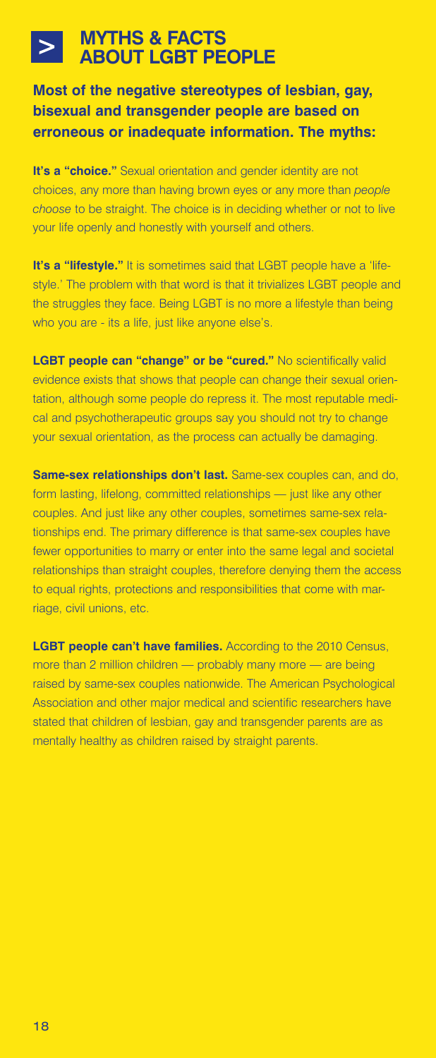# MYTHS & FACTS ABOUT LGBT PEOPLE

**Most of the negative stereotypes of lesbian, gay, bisexual and transgender people are based on erroneous or inadequate information. The myths:**

**It's a "choice."** Sexual orientation and gender identity are not choices, any more than having brown eyes or any more than *people choose* to be straight. The choice is in deciding whether or not to live your life openly and honestly with yourself and others.

**It's a "lifestyle."** It is sometimes said that LGBT people have a 'lifestyle.' The problem with that word is that it trivializes LGBT people and the struggles they face. Being LGBT is no more a lifestyle than being who you are - its a life, just like anyone else's.

**LGBT people can "change" or be "cured."** No scientifically valid evidence exists that shows that people can change their sexual orientation, although some people do repress it. The most reputable medical and psychotherapeutic groups say you should not try to change your sexual orientation, as the process can actually be damaging.

**Same-sex relationships don't last.** Same-sex couples can, and do, form lasting, lifelong, committed relationships — just like any other couples. And just like any other couples, sometimes same-sex relationships end. The primary difference is that same-sex couples have fewer opportunities to marry or enter into the same legal and societal relationships than straight couples, therefore denying them the access to equal rights, protections and responsibilities that come with marriage, civil unions, etc.

**LGBT people can't have families.** According to the 2010 Census, more than 2 million children — probably many more — are being raised by same-sex couples nationwide. The American Psychological Association and other major medical and scientific researchers have stated that children of lesbian, gay and transgender parents are as mentally healthy as children raised by straight parents.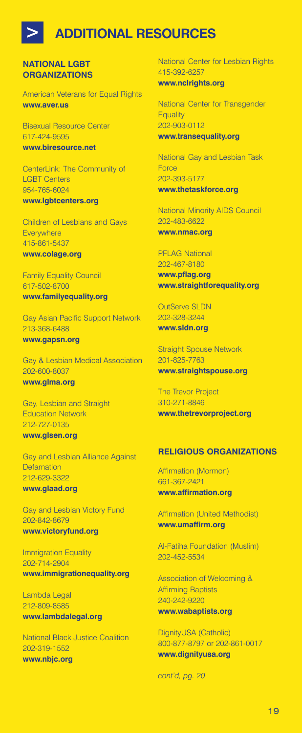# ADDITIONAL RESOURCES

## NATIONAL LGBT ORGANIZATIONS

American Veterans for Equal Rights
**www.aver.us**

Bisexual Resource Center
617-424-9595
**www.biresource.net**

CenterLink: The Community of LGBT Centers
954-765-6024
**www.lgbtcenters.org**

Children of Lesbians and Gays Everywhere
415-861-5437
**www.colage.org**

Family Equality Council
617-502-8700
**www.familyequality.org**

Gay Asian Pacific Support Network
213-368-6488
**www.gapsn.org**

Gay & Lesbian Medical Association
202-600-8037
**www.glma.org**

Gay, Lesbian and Straight Education Network
212-727-0135
**www.glsen.org**

Gay and Lesbian Alliance Against Defamation
212-629-3322
**www.glaad.org**

Gay and Lesbian Victory Fund
202-842-8679
**www.victoryfund.org**

Immigration Equality
202-714-2904
**www.immigrationequality.org**

Lambda Legal
212-809-8585
**www.lambdalegal.org**

National Black Justice Coalition
202-319-1552
**www.nbjc.org**

National Center for Lesbian Rights
415-392-6257
**www.nclrights.org**

National Center for Transgender Equality
202-903-0112
**www.transequality.org**

National Gay and Lesbian Task Force
202-393-5177
**www.thetaskforce.org**

National Minority AIDS Council
202-483-6622
**www.nmac.org**

PFLAG National
202-467-8180
**www.pflag.org**
**www.straightforequality.org**

OutServe SLDN
202-328-3244
**www.sldn.org**

Straight Spouse Network
201-825-7763
**www.straightspouse.org**

The Trevor Project
310-271-8846
**www.thetrevorproject.org**

## RELIGIOUS ORGANIZATIONS

Affirmation (Mormon)
661-367-2421
**www.affirmation.org**

Affirmation (United Methodist)
**www.umaffirm.org**

Al-Fatiha Foundation (Muslim)
202-452-5534

Association of Welcoming & Affirming Baptists
240-242-9220
**www.wabaptists.org**

DignityUSA (Catholic)
800-877-8797 or 202-861-0017
**www.dignityusa.org**

*cont'd, pg. 20*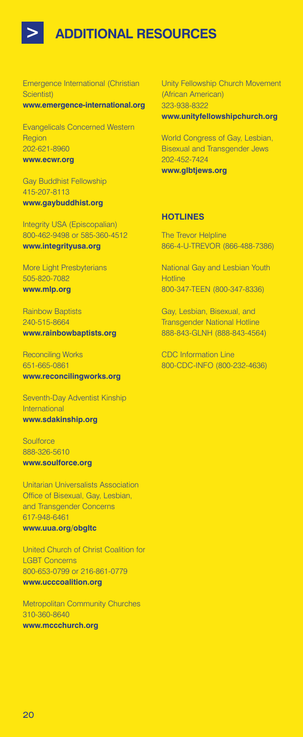# ADDITIONAL RESOURCES

Emergence International (Christian Scientist)
**www.emergence-international.org**

Evangelicals Concerned Western Region
202-621-8960
**www.ecwr.org**

Gay Buddhist Fellowship
415-207-8113
**www.gaybuddhist.org**

Integrity USA (Episcopalian)
800-462-9498 or 585-360-4512
**www.integrityusa.org**

More Light Presbyterians
505-820-7082
**www.mlp.org**

Rainbow Baptists
240-515-8664
**www.rainbowbaptists.org**

Reconciling Works
651-665-0861
**www.reconcilingworks.org**

Seventh-Day Adventist Kinship International
**www.sdakinship.org**

Soulforce
888-326-5610
**www.soulforce.org**

Unitarian Universalists Association Office of Bisexual, Gay, Lesbian, and Transgender Concerns
617-948-6461
**www.uua.org/obgltc**

United Church of Christ Coalition for LGBT Concerns
800-653-0799 or 216-861-0779
**www.ucccoalition.org**

Metropolitan Community Churches
310-360-8640
**www.mccchurch.org**

Unity Fellowship Church Movement (African American)
323-938-8322
**www.unityfellowshipchurch.org**

World Congress of Gay, Lesbian, Bisexual and Transgender Jews
202-452-7424
**www.glbtjews.org**

## HOTLINES

The Trevor Helpline
866-4-U-TREVOR (866-488-7386)

National Gay and Lesbian Youth Hotline
800-347-TEEN (800-347-8336)

Gay, Lesbian, Bisexual, and Transgender National Hotline
888-843-GLNH (888-843-4564)

CDC Information Line
800-CDC-INFO (800-232-4636)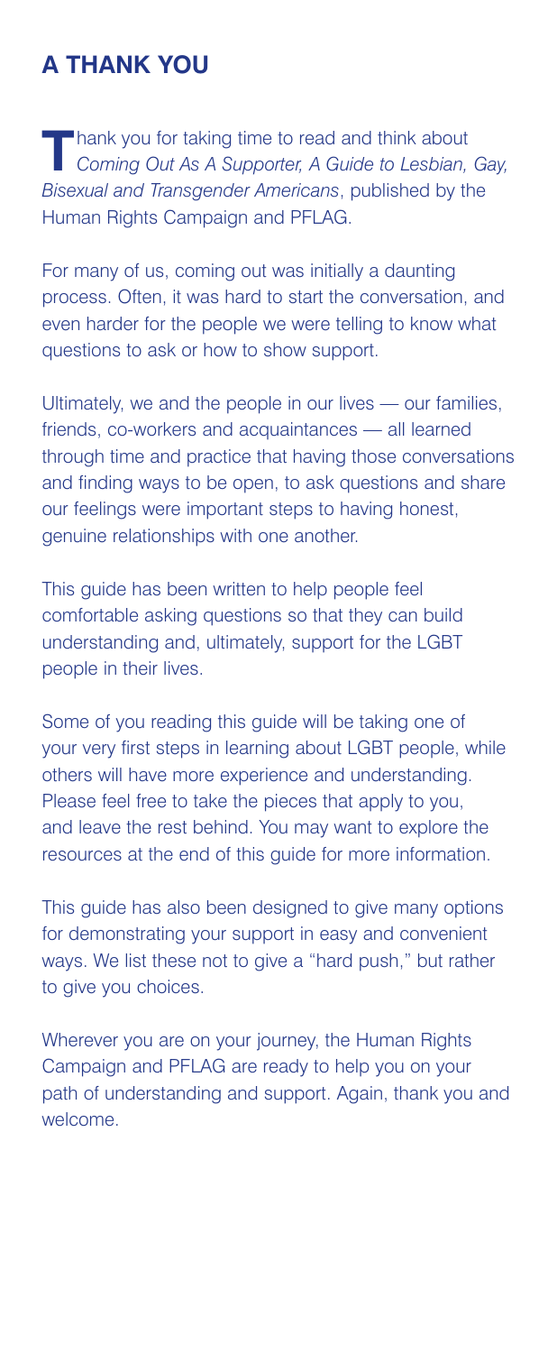## A THANK YOU

Thank you for taking time to read and think about *Coming Out As A Supporter, A Guide to Lesbian, Gay, Bisexual and Transgender Americans*, published by the Human Rights Campaign and PFLAG.

For many of us, coming out was initially a daunting process. Often, it was hard to start the conversation, and even harder for the people we were telling to know what questions to ask or how to show support.

Ultimately, we and the people in our lives — our families, friends, co-workers and acquaintances — all learned through time and practice that having those conversations and finding ways to be open, to ask questions and share our feelings were important steps to having honest, genuine relationships with one another.

This guide has been written to help people feel comfortable asking questions so that they can build understanding and, ultimately, support for the LGBT people in their lives.

Some of you reading this guide will be taking one of your very first steps in learning about LGBT people, while others will have more experience and understanding. Please feel free to take the pieces that apply to you, and leave the rest behind. You may want to explore the resources at the end of this guide for more information.

This guide has also been designed to give many options for demonstrating your support in easy and convenient ways. We list these not to give a "hard push," but rather to give you choices.

Wherever you are on your journey, the Human Rights Campaign and PFLAG are ready to help you on your path of understanding and support. Again, thank you and welcome.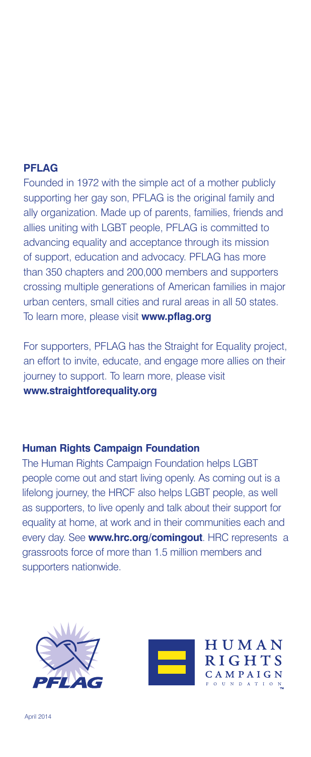**PFLAG**

Founded in 1972 with the simple act of a mother publicly supporting her gay son, PFLAG is the original family and ally organization. Made up of parents, families, friends and allies uniting with LGBT people, PFLAG is committed to advancing equality and acceptance through its mission of support, education and advocacy. PFLAG has more than 350 chapters and 200,000 members and supporters crossing multiple generations of American families in major urban centers, small cities and rural areas in all 50 states. To learn more, please visit **www.pflag.org**

For supporters, PFLAG has the Straight for Equality project, an effort to invite, educate, and engage more allies on their journey to support. To learn more, please visit **www.straightforequality.org**

**Human Rights Campaign Foundation**

The Human Rights Campaign Foundation helps LGBT people come out and start living openly. As coming out is a lifelong journey, the HRCF also helps LGBT people, as well as supporters, to live openly and talk about their support for equality at home, at work and in their communities each and every day. See **www.hrc.org/comingout**. HRC represents a grassroots force of more than 1.5 million members and supporters nationwide.

PFLAG

HUMAN RIGHTS CAMPAIGN FOUNDATION™

April 2014